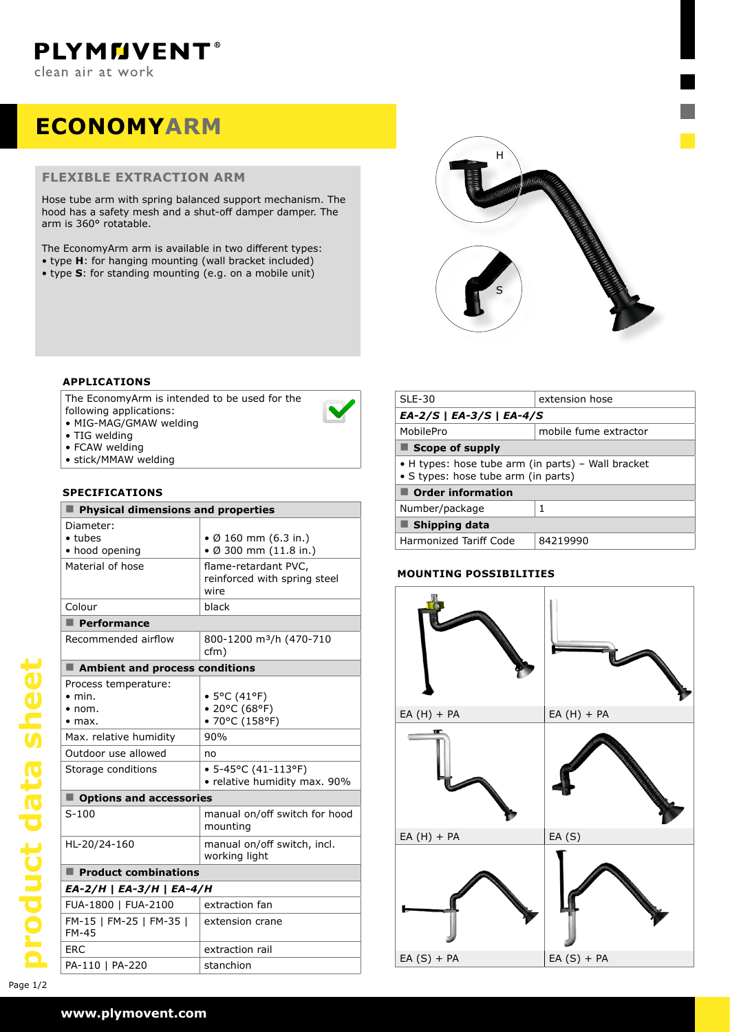PLYMOVENT®
clean air at work

# ECONOMYARM

## FLEXIBLE EXTRACTION ARM

Hose tube arm with spring balanced support mechanism. The hood has a safety mesh and a shut-off damper damper. The arm is 360° rotatable.

The EconomyArm arm is available in two different types:
- type **H**: for hanging mounting (wall bracket included)
- type **S**: for standing mounting (e.g. on a mobile unit)

### APPLICATIONS

The EconomyArm is intended to be used for the following applications:
- MIG-MAG/GMAW welding
- TIG welding
- FCAW welding
- stick/MMAW welding

### SPECIFICATIONS

| **Physical dimensions and properties** | |
|---|---|
| Diameter:<br>• tubes<br>• hood opening | <br>• Ø 160 mm (6.3 in.)<br>• Ø 300 mm (11.8 in.) |
| Material of hose | flame-retardant PVC, reinforced with spring steel wire |
| Colour | black |
| **Performance** | |
| Recommended airflow | 800-1200 m³/h (470-710 cfm) |
| **Ambient and process conditions** | |
| Process temperature:<br>• min.<br>• nom.<br>• max. | <br>• 5°C (41°F)<br>• 20°C (68°F)<br>• 70°C (158°F) |
| Max. relative humidity | 90% |
| Outdoor use allowed | no |
| Storage conditions | • 5-45°C (41-113°F)<br>• relative humidity max. 90% |
| **Options and accessories** | |
| S-100 | manual on/off switch for hood mounting |
| HL-20/24-160 | manual on/off switch, incl. working light |
| **Product combinations** | |
| *EA-2/H \| EA-3/H \| EA-4/H* | |
| FUA-1800 \| FUA-2100 | extraction fan |
| FM-15 \| FM-25 \| FM-35 \| FM-45 | extension crane |
| ERC | extraction rail |
| PA-110 \| PA-220 | stanchion |
| SLE-30 | extension hose |
| *EA-2/S \| EA-3/S \| EA-4/S* | |
| MobilePro | mobile fume extractor |
| **Scope of supply** | |
| • H types: hose tube arm (in parts) – Wall bracket<br>• S types: hose tube arm (in parts) | |
| **Order information** | |
| Number/package | 1 |
| **Shipping data** | |
| Harmonized Tariff Code | 84219990 |

### MOUNTING POSSIBILITIES

| | |
|---|---|
| EA (H) + PA | EA (H) + PA |
| EA (H) + PA | EA (S) |
| EA (S) + PA | EA (S) + PA |

product data sheet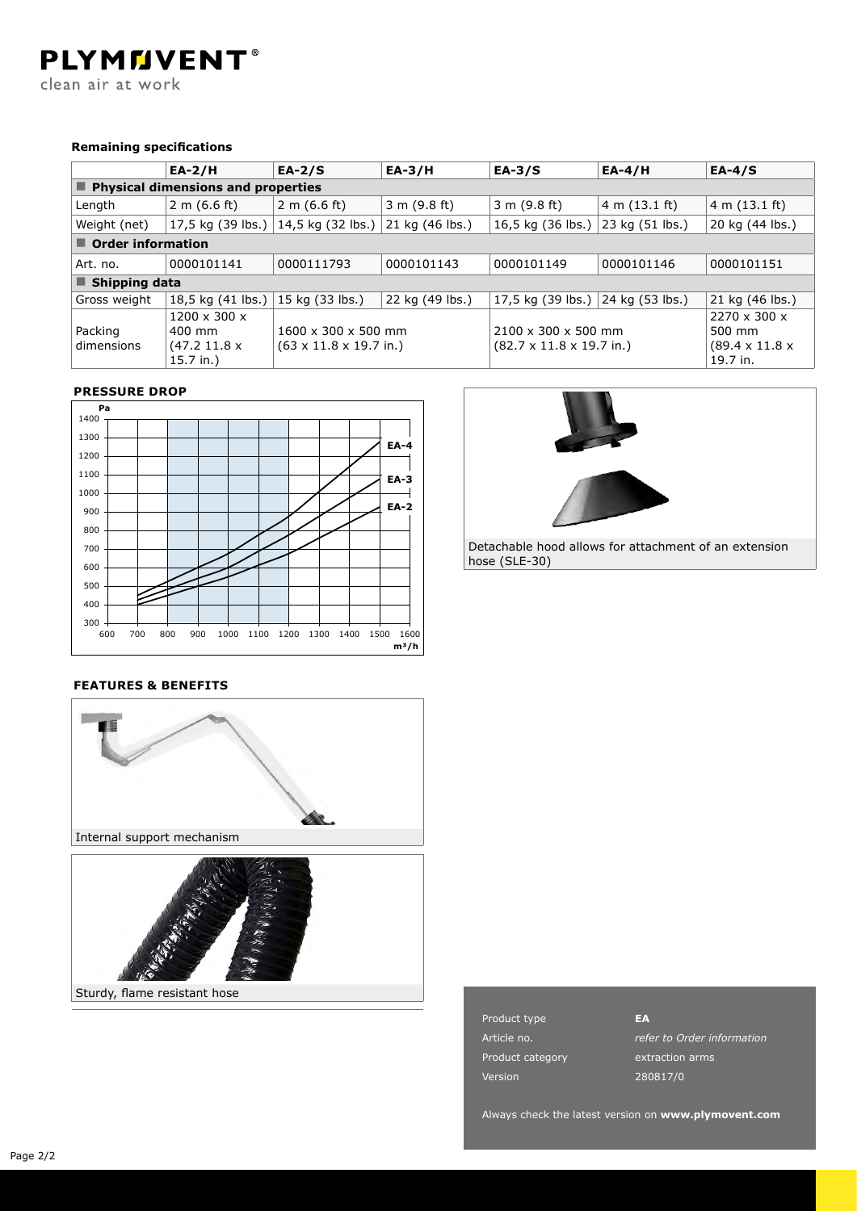### Remaining specifications

| | EA-2/H | EA-2/S | EA-3/H | EA-3/S | EA-4/H | EA-4/S |
|---|---|---|---|---|---|---|
| **Physical dimensions and properties** | | | | | | |
| Length | 2 m (6.6 ft) | 2 m (6.6 ft) | 3 m (9.8 ft) | 3 m (9.8 ft) | 4 m (13.1 ft) | 4 m (13.1 ft) |
| Weight (net) | 17,5 kg (39 lbs.) | 14,5 kg (32 lbs.) | 21 kg (46 lbs.) | 16,5 kg (36 lbs.) | 23 kg (51 lbs.) | 20 kg (44 lbs.) |
| **Order information** | | | | | | |
| Art. no. | 0000101141 | 0000111793 | 0000101143 | 0000101149 | 0000101146 | 0000101151 |
| **Shipping data** | | | | | | |
| Gross weight | 18,5 kg (41 lbs.) | 15 kg (33 lbs.) | 22 kg (49 lbs.) | 17,5 kg (39 lbs.) | 24 kg (53 lbs.) | 21 kg (46 lbs.) |
| Packing dimensions | 1200 x 300 x 400 mm (47.2 11.8 x 15.7 in.) | 1600 x 300 x 500 mm (63 x 11.8 x 19.7 in.) | | 2100 x 300 x 500 mm (82.7 x 11.8 x 19.7 in.) | | 2270 x 300 x 500 mm (89.4 x 11.8 x 19.7 in. |

**PRESSURE DROP**

Pa

1400
1300
1200
1100
1000
900
800
700
600
500
400
300

600 700 800 900 1000 1100 1200 1300 1400 1500 1600

m³/h

EA-4
EA-3
EA-2

Detachable hood allows for attachment of an extension hose (SLE-30)

**FEATURES & BENEFITS**

Internal support mechanism

Sturdy, flame resistant hose

| | |
|---|---|
| Product type | **EA** |
| Article no. | *refer to Order information* |
| Product category | extraction arms |
| Version | 280817/0 |

Always check the latest version on **www.plymovent.com**